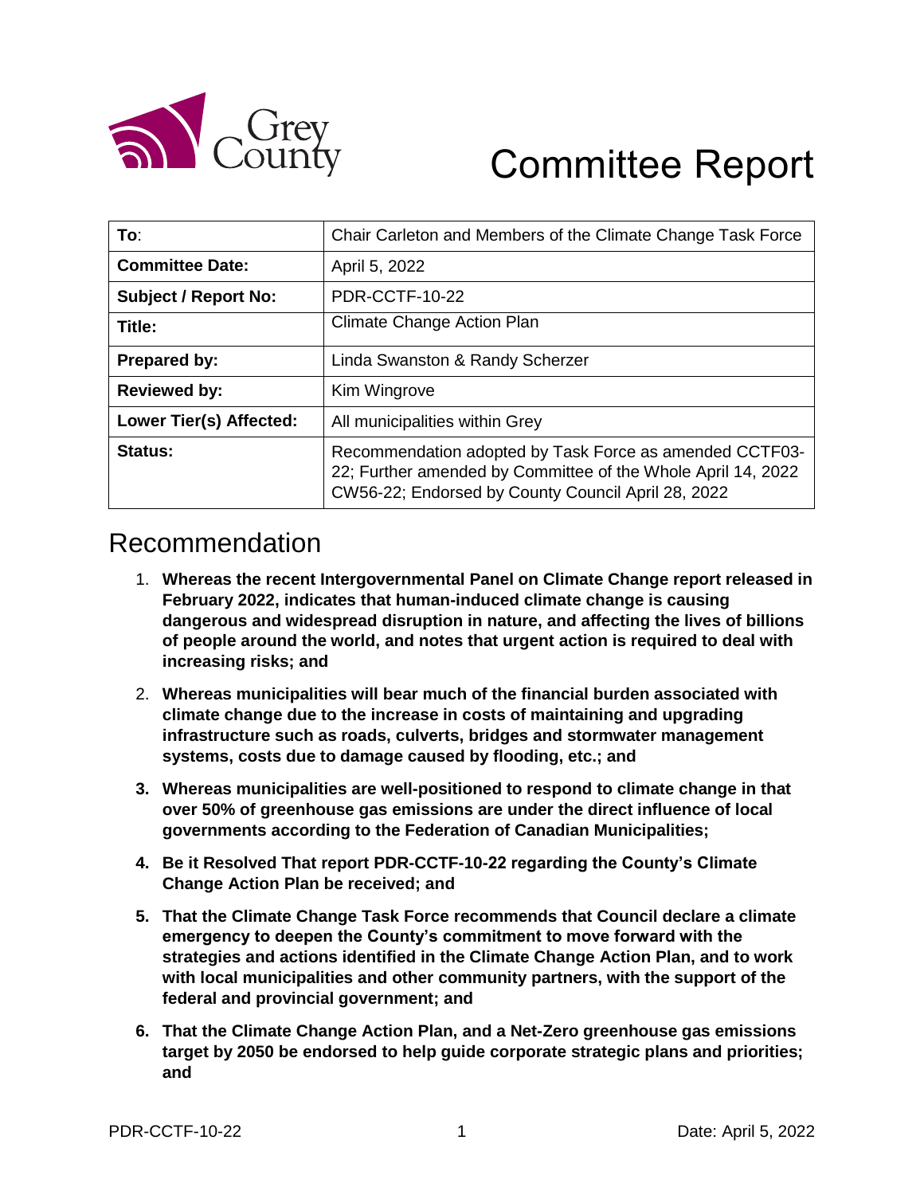Grey County

# Committee Report

| To: | Chair Carleton and Members of the Climate Change Task Force |
|---|---|
| Committee Date: | April 5, 2022 |
| Subject / Report No: | PDR-CCTF-10-22 |
| Title: | Climate Change Action Plan |
| Prepared by: | Linda Swanston & Randy Scherzer |
| Reviewed by: | Kim Wingrove |
| Lower Tier(s) Affected: | All municipalities within Grey |
| Status: | Recommendation adopted by Task Force as amended CCTF03-22; Further amended by Committee of the Whole April 14, 2022 CW56-22; Endorsed by County Council April 28, 2022 |

## Recommendation

1. **Whereas the recent Intergovernmental Panel on Climate Change report released in February 2022, indicates that human-induced climate change is causing dangerous and widespread disruption in nature, and affecting the lives of billions of people around the world, and notes that urgent action is required to deal with increasing risks; and**
2. **Whereas municipalities will bear much of the financial burden associated with climate change due to the increase in costs of maintaining and upgrading infrastructure such as roads, culverts, bridges and stormwater management systems, costs due to damage caused by flooding, etc.; and**
3. **Whereas municipalities are well-positioned to respond to climate change in that over 50% of greenhouse gas emissions are under the direct influence of local governments according to the Federation of Canadian Municipalities;**
4. **Be it Resolved That report PDR-CCTF-10-22 regarding the County's Climate Change Action Plan be received; and**
5. **That the Climate Change Task Force recommends that Council declare a climate emergency to deepen the County's commitment to move forward with the strategies and actions identified in the Climate Change Action Plan, and to work with local municipalities and other community partners, with the support of the federal and provincial government; and**
6. **That the Climate Change Action Plan, and a Net-Zero greenhouse gas emissions target by 2050 be endorsed to help guide corporate strategic plans and priorities; and**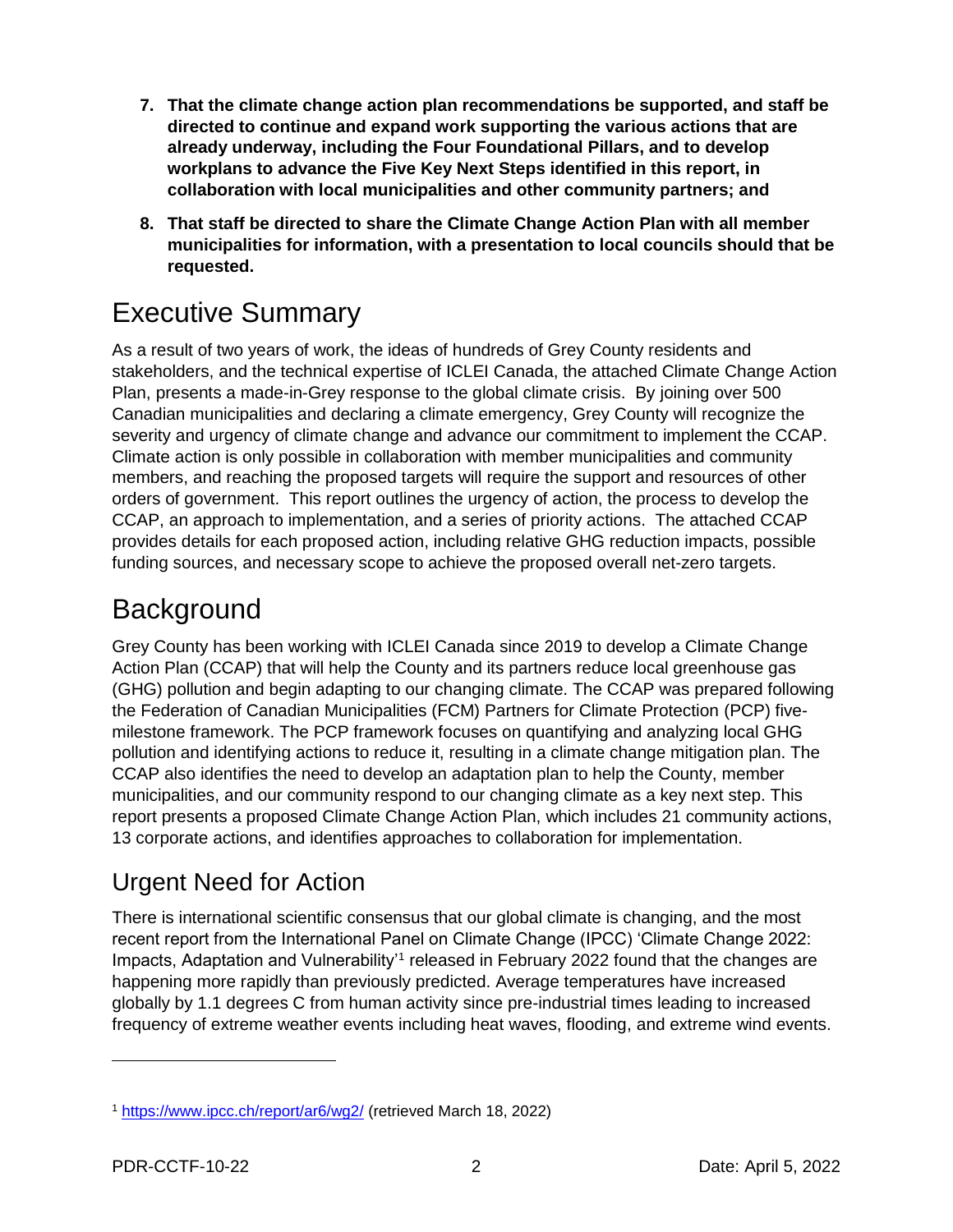7. **That the climate change action plan recommendations be supported, and staff be directed to continue and expand work supporting the various actions that are already underway, including the Four Foundational Pillars, and to develop workplans to advance the Five Key Next Steps identified in this report, in collaboration with local municipalities and other community partners; and**

8. **That staff be directed to share the Climate Change Action Plan with all member municipalities for information, with a presentation to local councils should that be requested.**

# Executive Summary

As a result of two years of work, the ideas of hundreds of Grey County residents and stakeholders, and the technical expertise of ICLEI Canada, the attached Climate Change Action Plan, presents a made-in-Grey response to the global climate crisis. By joining over 500 Canadian municipalities and declaring a climate emergency, Grey County will recognize the severity and urgency of climate change and advance our commitment to implement the CCAP. Climate action is only possible in collaboration with member municipalities and community members, and reaching the proposed targets will require the support and resources of other orders of government. This report outlines the urgency of action, the process to develop the CCAP, an approach to implementation, and a series of priority actions. The attached CCAP provides details for each proposed action, including relative GHG reduction impacts, possible funding sources, and necessary scope to achieve the proposed overall net-zero targets.

# Background

Grey County has been working with ICLEI Canada since 2019 to develop a Climate Change Action Plan (CCAP) that will help the County and its partners reduce local greenhouse gas (GHG) pollution and begin adapting to our changing climate. The CCAP was prepared following the Federation of Canadian Municipalities (FCM) Partners for Climate Protection (PCP) five-milestone framework. The PCP framework focuses on quantifying and analyzing local GHG pollution and identifying actions to reduce it, resulting in a climate change mitigation plan. The CCAP also identifies the need to develop an adaptation plan to help the County, member municipalities, and our community respond to our changing climate as a key next step. This report presents a proposed Climate Change Action Plan, which includes 21 community actions, 13 corporate actions, and identifies approaches to collaboration for implementation.

## Urgent Need for Action

There is international scientific consensus that our global climate is changing, and the most recent report from the International Panel on Climate Change (IPCC) 'Climate Change 2022: Impacts, Adaptation and Vulnerability'[1] released in February 2022 found that the changes are happening more rapidly than previously predicted. Average temperatures have increased globally by 1.1 degrees C from human activity since pre-industrial times leading to increased frequency of extreme weather events including heat waves, flooding, and extreme wind events.

[1] https://www.ipcc.ch/report/ar6/wg2/ (retrieved March 18, 2022)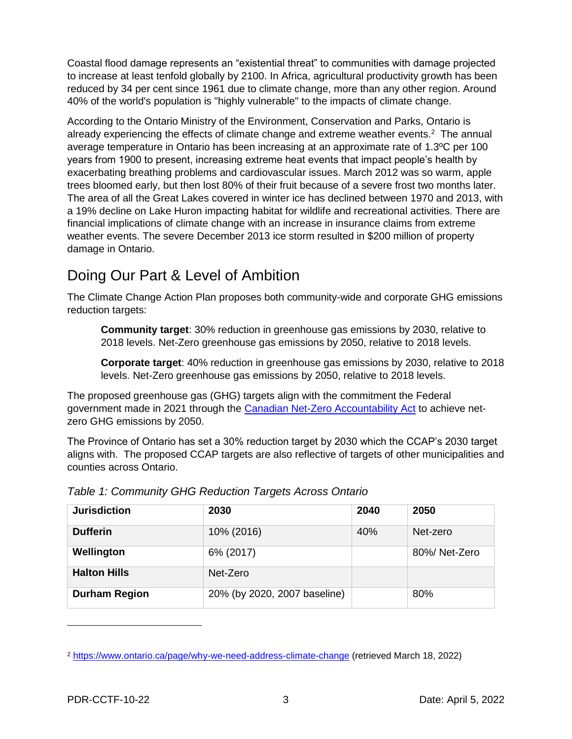Coastal flood damage represents an “existential threat” to communities with damage projected to increase at least tenfold globally by 2100. In Africa, agricultural productivity growth has been reduced by 34 per cent since 1961 due to climate change, more than any other region. Around 40% of the world's population is "highly vulnerable" to the impacts of climate change.

According to the Ontario Ministry of the Environment, Conservation and Parks, Ontario is already experiencing the effects of climate change and extreme weather events.[2] The annual average temperature in Ontario has been increasing at an approximate rate of 1.3ºC per 100 years from 1900 to present, increasing extreme heat events that impact people’s health by exacerbating breathing problems and cardiovascular issues. March 2012 was so warm, apple trees bloomed early, but then lost 80% of their fruit because of a severe frost two months later. The area of all the Great Lakes covered in winter ice has declined between 1970 and 2013, with a 19% decline on Lake Huron impacting habitat for wildlife and recreational activities. There are financial implications of climate change with an increase in insurance claims from extreme weather events. The severe December 2013 ice storm resulted in $200 million of property damage in Ontario.

## Doing Our Part & Level of Ambition

The Climate Change Action Plan proposes both community-wide and corporate GHG emissions reduction targets:

> **Community target**: 30% reduction in greenhouse gas emissions by 2030, relative to 2018 levels. Net-Zero greenhouse gas emissions by 2050, relative to 2018 levels.
>
> **Corporate target**: 40% reduction in greenhouse gas emissions by 2030, relative to 2018 levels. Net-Zero greenhouse gas emissions by 2050, relative to 2018 levels.

The proposed greenhouse gas (GHG) targets align with the commitment the Federal government made in 2021 through the [Canadian Net-Zero Accountability Act](https://) to achieve net-zero GHG emissions by 2050.

The Province of Ontario has set a 30% reduction target by 2030 which the CCAP’s 2030 target aligns with. The proposed CCAP targets are also reflective of targets of other municipalities and counties across Ontario.

*Table 1: Community GHG Reduction Targets Across Ontario*

| Jurisdiction | 2030 | 2040 | 2050 |
|---|---|---|---|
| **Dufferin** | 10% (2016) | 40% | Net-zero |
| **Wellington** | 6% (2017) | | 80%/ Net-Zero |
| **Halton Hills** | Net-Zero | | |
| **Durham Region** | 20% (by 2020, 2007 baseline) | | 80% |

[2] https://www.ontario.ca/page/why-we-need-address-climate-change (retrieved March 18, 2022)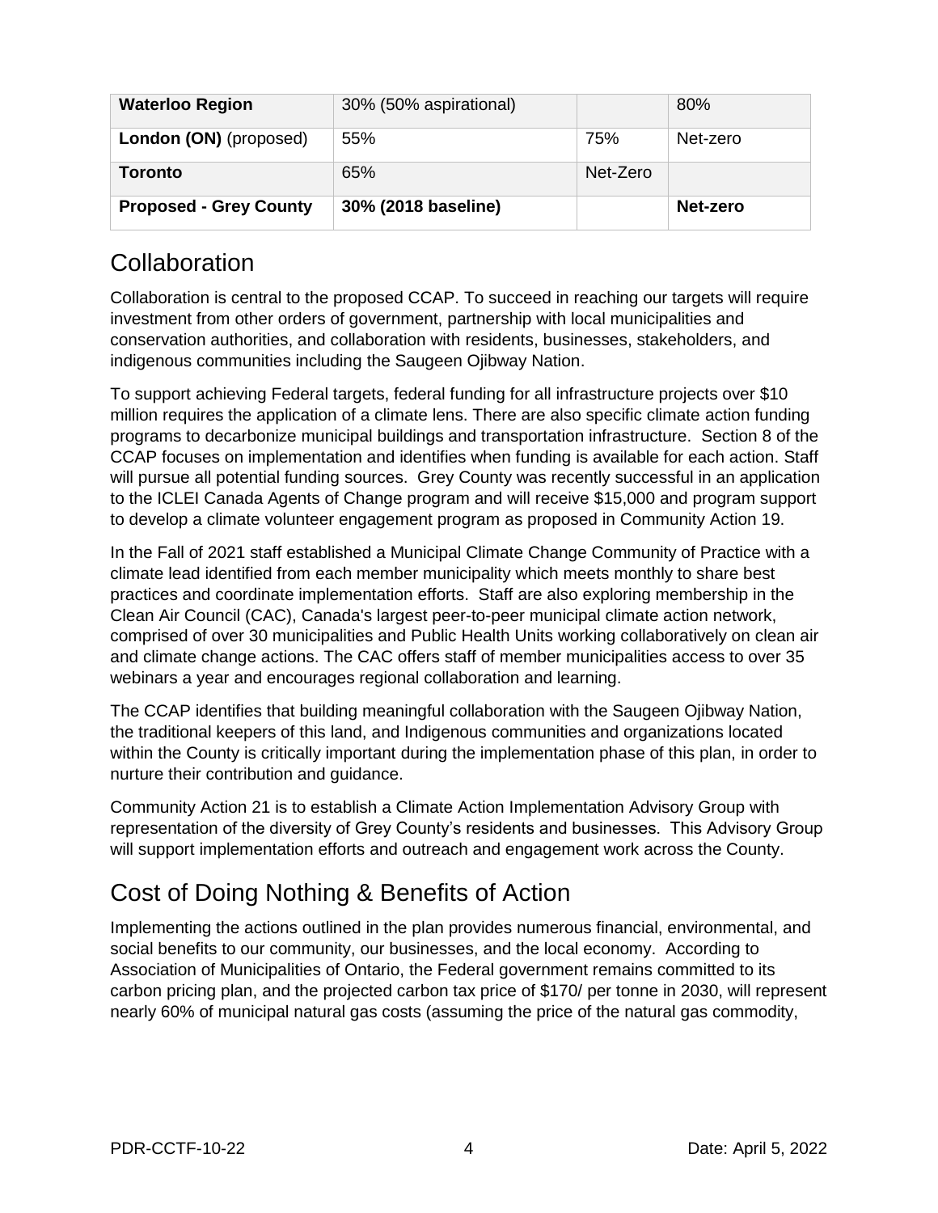| Waterloo Region | 30% (50% aspirational) | | 80% |
| --- | --- | --- | --- |
| **London (ON)** (proposed) | 55% | 75% | Net-zero |
| **Toronto** | 65% | Net-Zero | |
| **Proposed - Grey County** | **30% (2018 baseline)** | | **Net-zero** |

## Collaboration

Collaboration is central to the proposed CCAP. To succeed in reaching our targets will require investment from other orders of government, partnership with local municipalities and conservation authorities, and collaboration with residents, businesses, stakeholders, and indigenous communities including the Saugeen Ojibway Nation.

To support achieving Federal targets, federal funding for all infrastructure projects over $10 million requires the application of a climate lens. There are also specific climate action funding programs to decarbonize municipal buildings and transportation infrastructure. Section 8 of the CCAP focuses on implementation and identifies when funding is available for each action. Staff will pursue all potential funding sources. Grey County was recently successful in an application to the ICLEI Canada Agents of Change program and will receive $15,000 and program support to develop a climate volunteer engagement program as proposed in Community Action 19.

In the Fall of 2021 staff established a Municipal Climate Change Community of Practice with a climate lead identified from each member municipality which meets monthly to share best practices and coordinate implementation efforts. Staff are also exploring membership in the Clean Air Council (CAC), Canada's largest peer-to-peer municipal climate action network, comprised of over 30 municipalities and Public Health Units working collaboratively on clean air and climate change actions. The CAC offers staff of member municipalities access to over 35 webinars a year and encourages regional collaboration and learning.

The CCAP identifies that building meaningful collaboration with the Saugeen Ojibway Nation, the traditional keepers of this land, and Indigenous communities and organizations located within the County is critically important during the implementation phase of this plan, in order to nurture their contribution and guidance.

Community Action 21 is to establish a Climate Action Implementation Advisory Group with representation of the diversity of Grey County's residents and businesses. This Advisory Group will support implementation efforts and outreach and engagement work across the County.

## Cost of Doing Nothing & Benefits of Action

Implementing the actions outlined in the plan provides numerous financial, environmental, and social benefits to our community, our businesses, and the local economy. According to Association of Municipalities of Ontario, the Federal government remains committed to its carbon pricing plan, and the projected carbon tax price of $170/ per tonne in 2030, will represent nearly 60% of municipal natural gas costs (assuming the price of the natural gas commodity,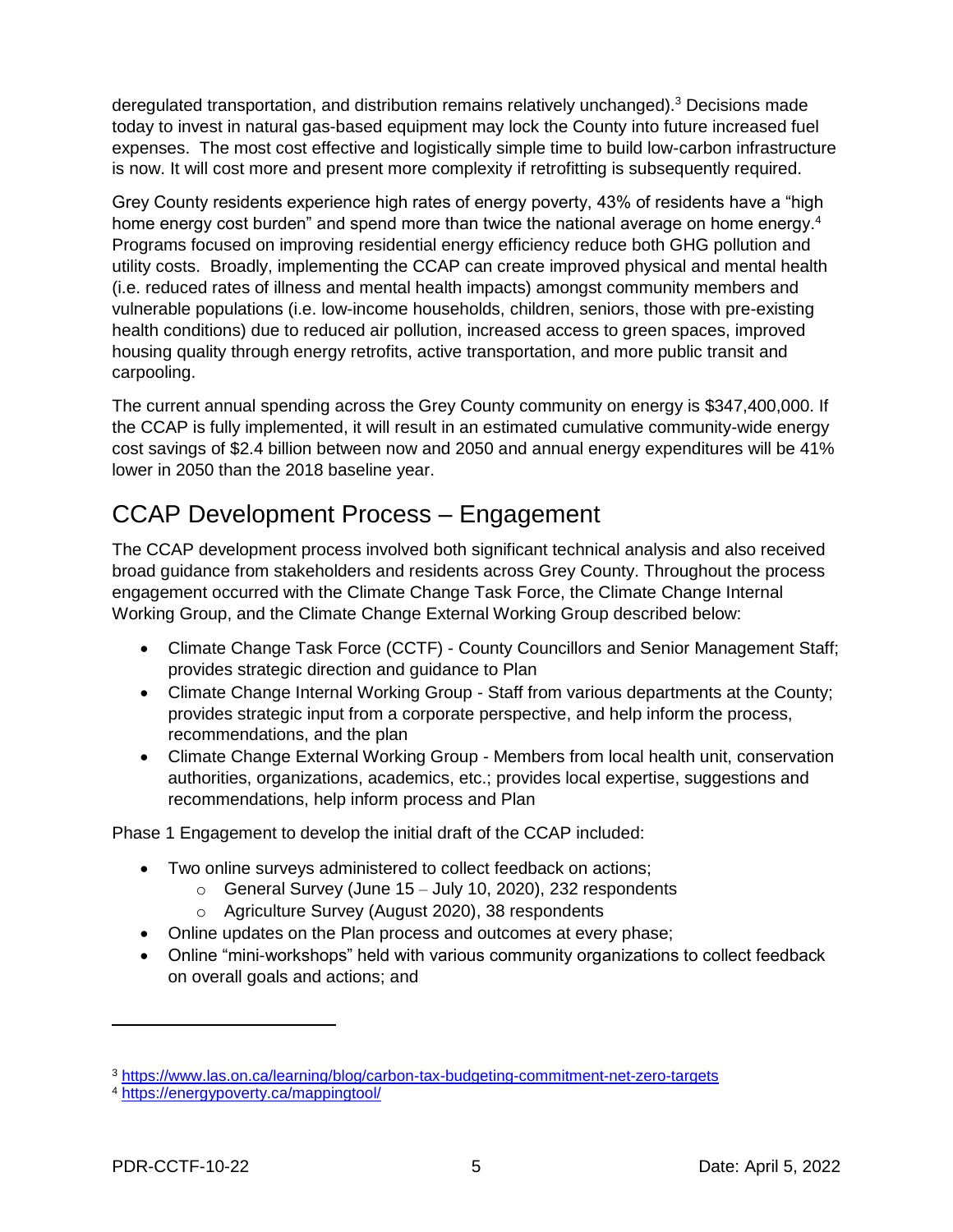deregulated transportation, and distribution remains relatively unchanged).[3] Decisions made today to invest in natural gas-based equipment may lock the County into future increased fuel expenses. The most cost effective and logistically simple time to build low-carbon infrastructure is now. It will cost more and present more complexity if retrofitting is subsequently required.

Grey County residents experience high rates of energy poverty, 43% of residents have a "high home energy cost burden" and spend more than twice the national average on home energy.[4] Programs focused on improving residential energy efficiency reduce both GHG pollution and utility costs. Broadly, implementing the CCAP can create improved physical and mental health (i.e. reduced rates of illness and mental health impacts) amongst community members and vulnerable populations (i.e. low-income households, children, seniors, those with pre-existing health conditions) due to reduced air pollution, increased access to green spaces, improved housing quality through energy retrofits, active transportation, and more public transit and carpooling.

The current annual spending across the Grey County community on energy is $347,400,000. If the CCAP is fully implemented, it will result in an estimated cumulative community-wide energy cost savings of $2.4 billion between now and 2050 and annual energy expenditures will be 41% lower in 2050 than the 2018 baseline year.

## CCAP Development Process – Engagement

The CCAP development process involved both significant technical analysis and also received broad guidance from stakeholders and residents across Grey County. Throughout the process engagement occurred with the Climate Change Task Force, the Climate Change Internal Working Group, and the Climate Change External Working Group described below:

- Climate Change Task Force (CCTF) - County Councillors and Senior Management Staff; provides strategic direction and guidance to Plan
- Climate Change Internal Working Group - Staff from various departments at the County; provides strategic input from a corporate perspective, and help inform the process, recommendations, and the plan
- Climate Change External Working Group - Members from local health unit, conservation authorities, organizations, academics, etc.; provides local expertise, suggestions and recommendations, help inform process and Plan

Phase 1 Engagement to develop the initial draft of the CCAP included:

- Two online surveys administered to collect feedback on actions;
    - General Survey (June 15 – July 10, 2020), 232 respondents
    - Agriculture Survey (August 2020), 38 respondents
- Online updates on the Plan process and outcomes at every phase;
- Online "mini-workshops" held with various community organizations to collect feedback on overall goals and actions; and

---

[3] https://www.las.on.ca/learning/blog/carbon-tax-budgeting-commitment-net-zero-targets

[4] https://energypoverty.ca/mappingtool/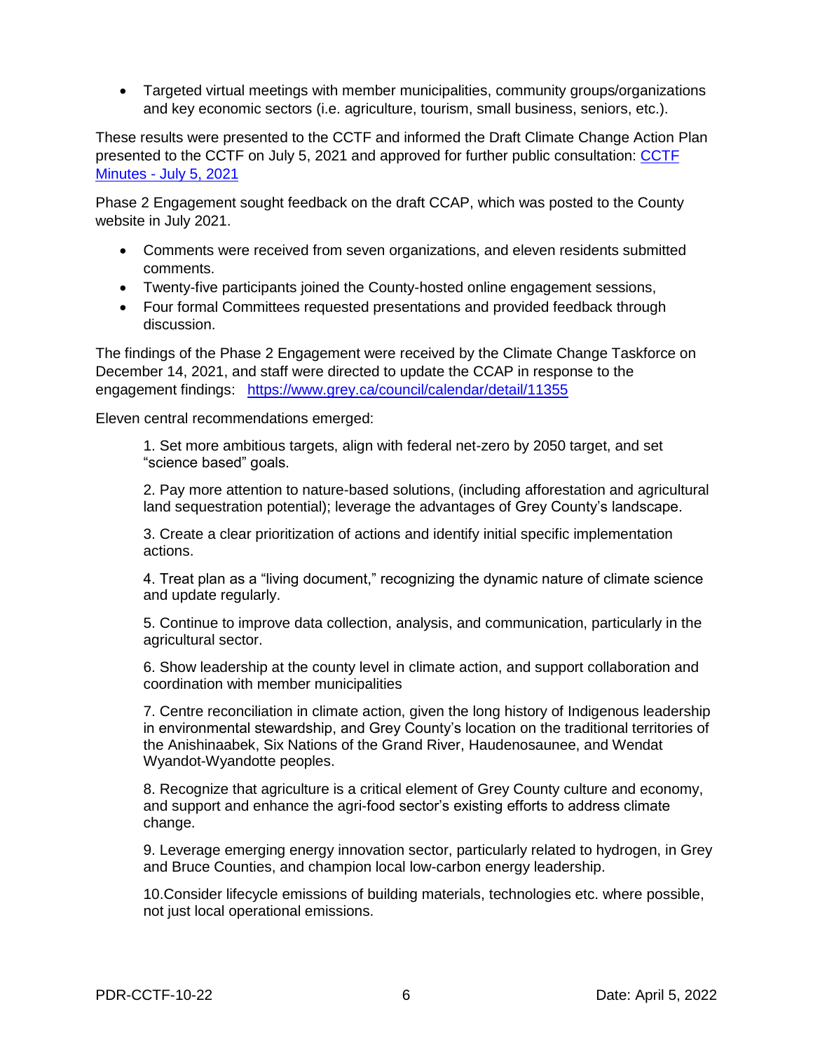- Targeted virtual meetings with member municipalities, community groups/organizations and key economic sectors (i.e. agriculture, tourism, small business, seniors, etc.).

These results were presented to the CCTF and informed the Draft Climate Change Action Plan presented to the CCTF on July 5, 2021 and approved for further public consultation: [CCTF Minutes - July 5, 2021]

Phase 2 Engagement sought feedback on the draft CCAP, which was posted to the County website in July 2021.

- Comments were received from seven organizations, and eleven residents submitted comments.
- Twenty-five participants joined the County-hosted online engagement sessions,
- Four formal Committees requested presentations and provided feedback through discussion.

The findings of the Phase 2 Engagement were received by the Climate Change Taskforce on December 14, 2021, and staff were directed to update the CCAP in response to the engagement findings: https://www.grey.ca/council/calendar/detail/11355

Eleven central recommendations emerged:

1. Set more ambitious targets, align with federal net-zero by 2050 target, and set "science based" goals.

2. Pay more attention to nature-based solutions, (including afforestation and agricultural land sequestration potential); leverage the advantages of Grey County's landscape.

3. Create a clear prioritization of actions and identify initial specific implementation actions.

4. Treat plan as a "living document," recognizing the dynamic nature of climate science and update regularly.

5. Continue to improve data collection, analysis, and communication, particularly in the agricultural sector.

6. Show leadership at the county level in climate action, and support collaboration and coordination with member municipalities

7. Centre reconciliation in climate action, given the long history of Indigenous leadership in environmental stewardship, and Grey County's location on the traditional territories of the Anishinaabek, Six Nations of the Grand River, Haudenosaunee, and Wendat Wyandot-Wyandotte peoples.

8. Recognize that agriculture is a critical element of Grey County culture and economy, and support and enhance the agri-food sector's existing efforts to address climate change.

9. Leverage emerging energy innovation sector, particularly related to hydrogen, in Grey and Bruce Counties, and champion local low-carbon energy leadership.

10. Consider lifecycle emissions of building materials, technologies etc. where possible, not just local operational emissions.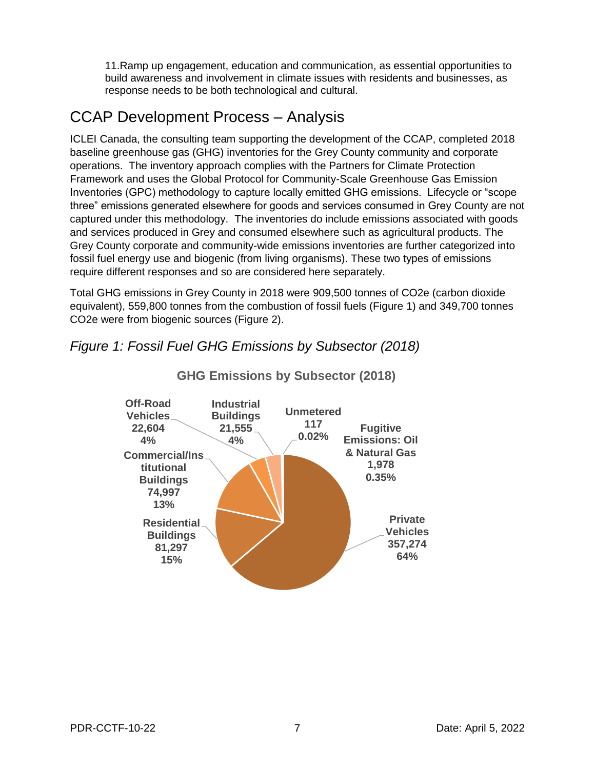11.Ramp up engagement, education and communication, as essential opportunities to build awareness and involvement in climate issues with residents and businesses, as response needs to be both technological and cultural.

## CCAP Development Process – Analysis

ICLEI Canada, the consulting team supporting the development of the CCAP, completed 2018 baseline greenhouse gas (GHG) inventories for the Grey County community and corporate operations. The inventory approach complies with the Partners for Climate Protection Framework and uses the Global Protocol for Community-Scale Greenhouse Gas Emission Inventories (GPC) methodology to capture locally emitted GHG emissions. Lifecycle or "scope three" emissions generated elsewhere for goods and services consumed in Grey County are not captured under this methodology. The inventories do include emissions associated with goods and services produced in Grey and consumed elsewhere such as agricultural products. The Grey County corporate and community-wide emissions inventories are further categorized into fossil fuel energy use and biogenic (from living organisms). These two types of emissions require different responses and so are considered here separately.

Total GHG emissions in Grey County in 2018 were 909,500 tonnes of CO2e (carbon dioxide equivalent), 559,800 tonnes from the combustion of fossil fuels (Figure 1) and 349,700 tonnes CO2e were from biogenic sources (Figure 2).

### *Figure 1: Fossil Fuel GHG Emissions by Subsector (2018)*

**GHG Emissions by Subsector (2018)**

| Subsector | Emissions | Share |
|---|---|---|
| Private Vehicles | 357,274 | 64% |
| Residential Buildings | 81,297 | 15% |
| Commercial/Institutional Buildings | 74,997 | 13% |
| Off-Road Vehicles | 22,604 | 4% |
| Industrial Buildings | 21,555 | 4% |
| Fugitive Emissions: Oil & Natural Gas | 1,978 | 0.35% |
| Unmetered | 117 | 0.02% |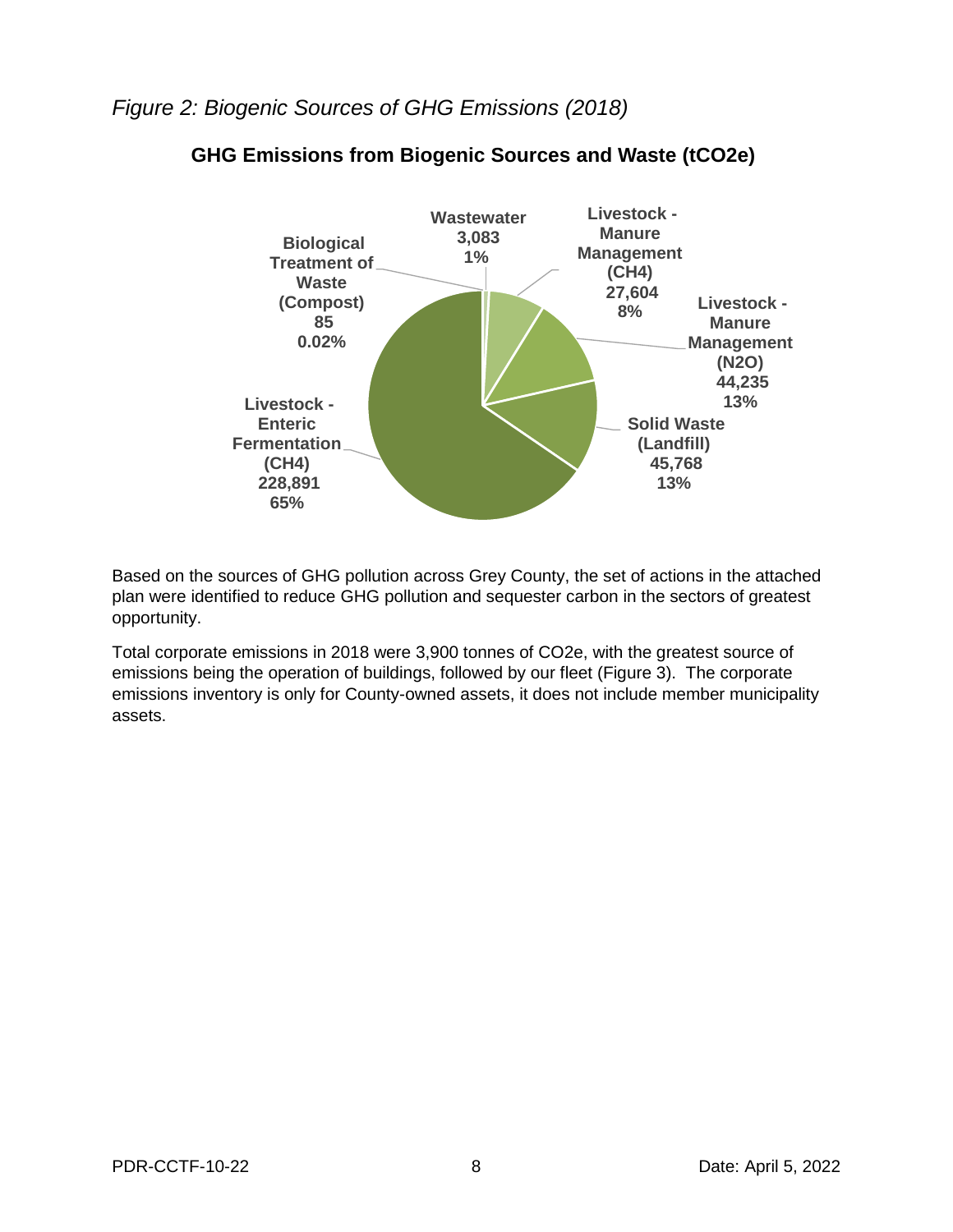*Figure 2: Biogenic Sources of GHG Emissions (2018)*

**GHG Emissions from Biogenic Sources and Waste (tCO2e)**

| Source | tCO2e | % |
| --- | --- | --- |
| Wastewater | 3,083 | 1% |
| Livestock - Manure Management (CH4) | 27,604 | 8% |
| Livestock - Manure Management (N2O) | 44,235 | 13% |
| Solid Waste (Landfill) | 45,768 | 13% |
| Livestock - Enteric Fermentation (CH4) | 228,891 | 65% |
| Biological Treatment of Waste (Compost) | 85 | 0.02% |

Based on the sources of GHG pollution across Grey County, the set of actions in the attached plan were identified to reduce GHG pollution and sequester carbon in the sectors of greatest opportunity.

Total corporate emissions in 2018 were 3,900 tonnes of CO2e, with the greatest source of emissions being the operation of buildings, followed by our fleet (Figure 3). The corporate emissions inventory is only for County-owned assets, it does not include member municipality assets.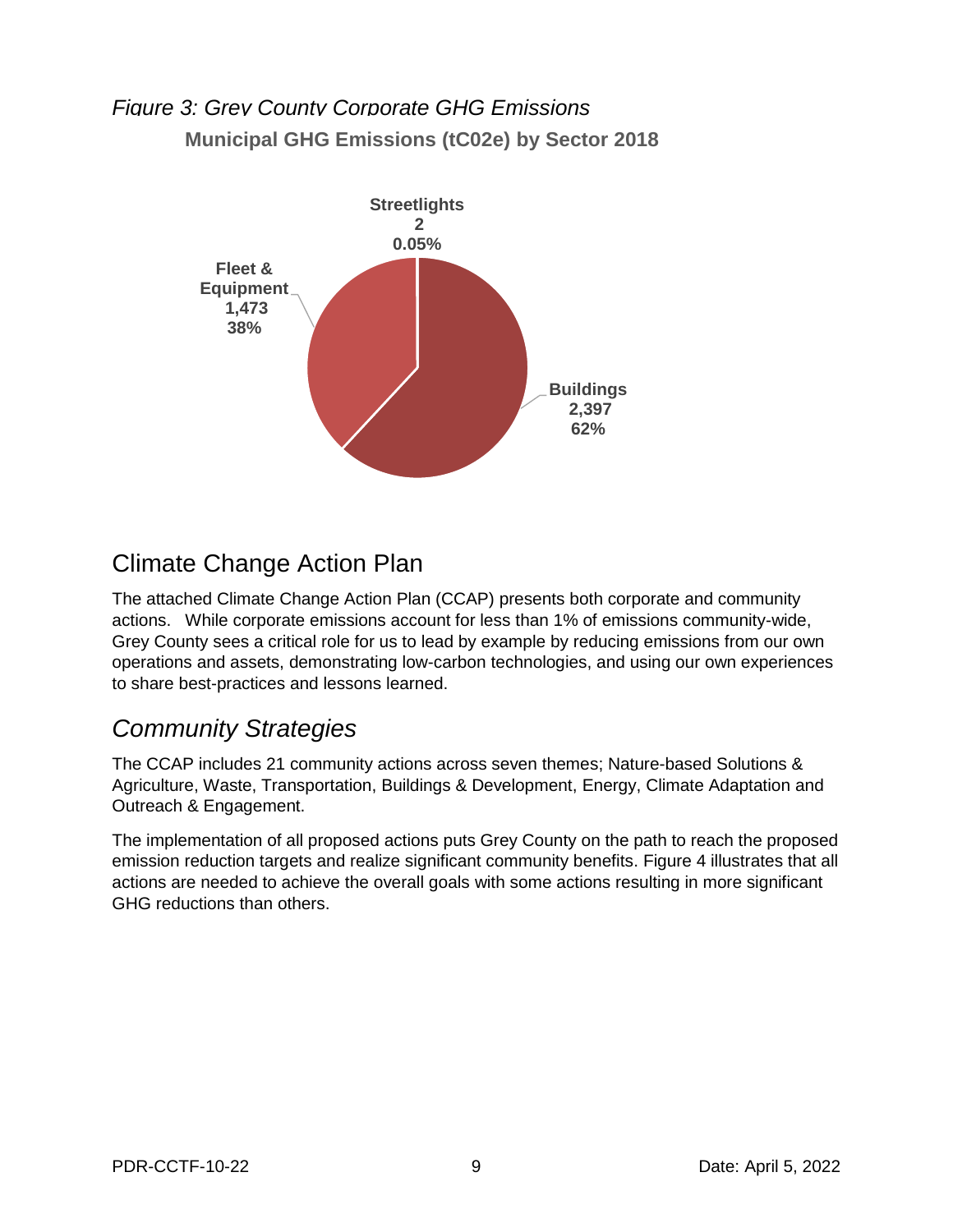*Figure 3: Grey County Corporate GHG Emissions*

**Municipal GHG Emissions (tC02e) by Sector 2018**

**Streetlights 2 0.05%**

**Fleet & Equipment 1,473 38%**

**Buildings 2,397 62%**

## Climate Change Action Plan

The attached Climate Change Action Plan (CCAP) presents both corporate and community actions. While corporate emissions account for less than 1% of emissions community-wide, Grey County sees a critical role for us to lead by example by reducing emissions from our own operations and assets, demonstrating low-carbon technologies, and using our own experiences to share best-practices and lessons learned.

### *Community Strategies*

The CCAP includes 21 community actions across seven themes; Nature-based Solutions & Agriculture, Waste, Transportation, Buildings & Development, Energy, Climate Adaptation and Outreach & Engagement.

The implementation of all proposed actions puts Grey County on the path to reach the proposed emission reduction targets and realize significant community benefits. Figure 4 illustrates that all actions are needed to achieve the overall goals with some actions resulting in more significant GHG reductions than others.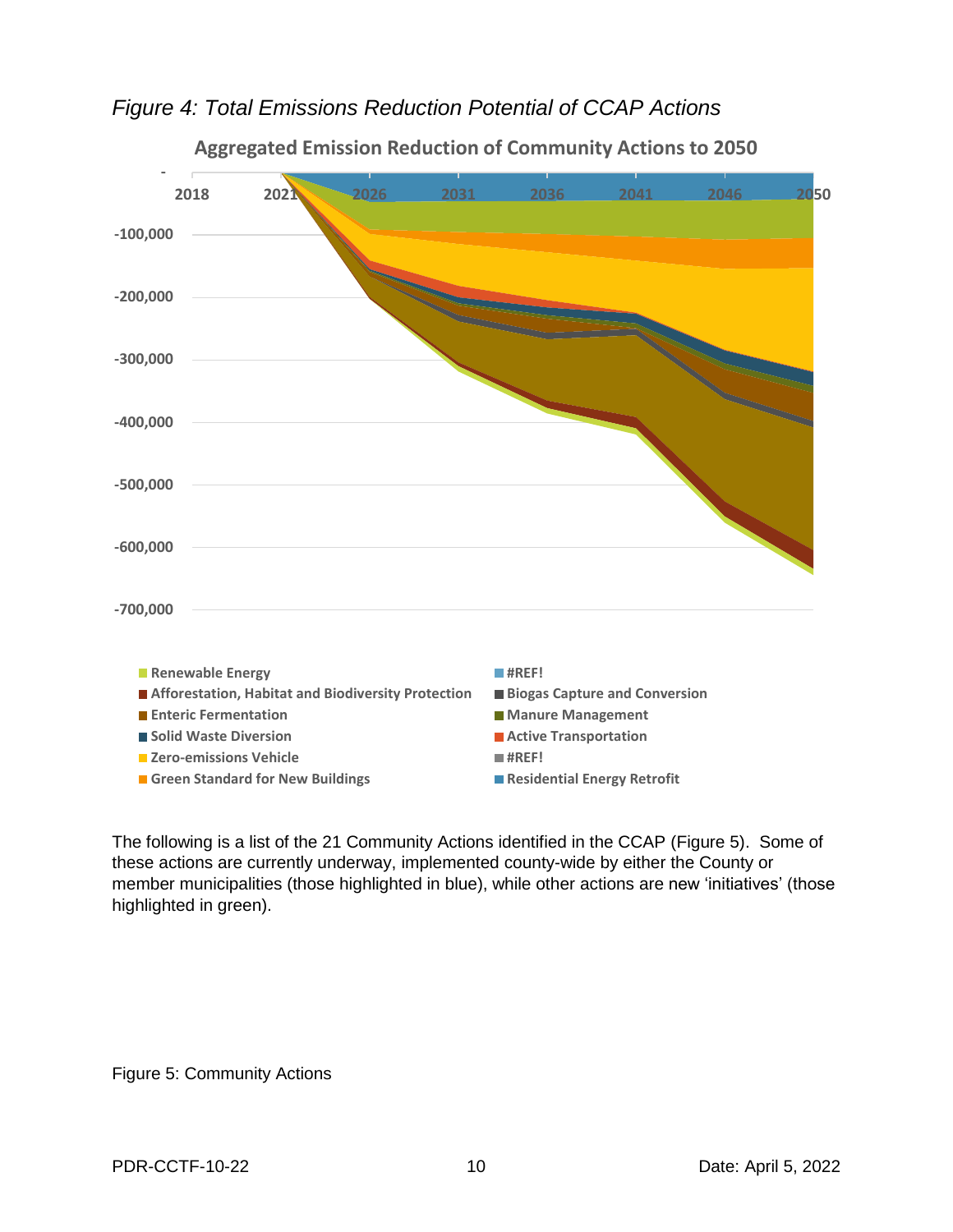*Figure 4: Total Emissions Reduction Potential of CCAP Actions*

The following is a list of the 21 Community Actions identified in the CCAP (Figure 5). Some of these actions are currently underway, implemented county-wide by either the County or member municipalities (those highlighted in blue), while other actions are new 'initiatives' (those highlighted in green).

Figure 5: Community Actions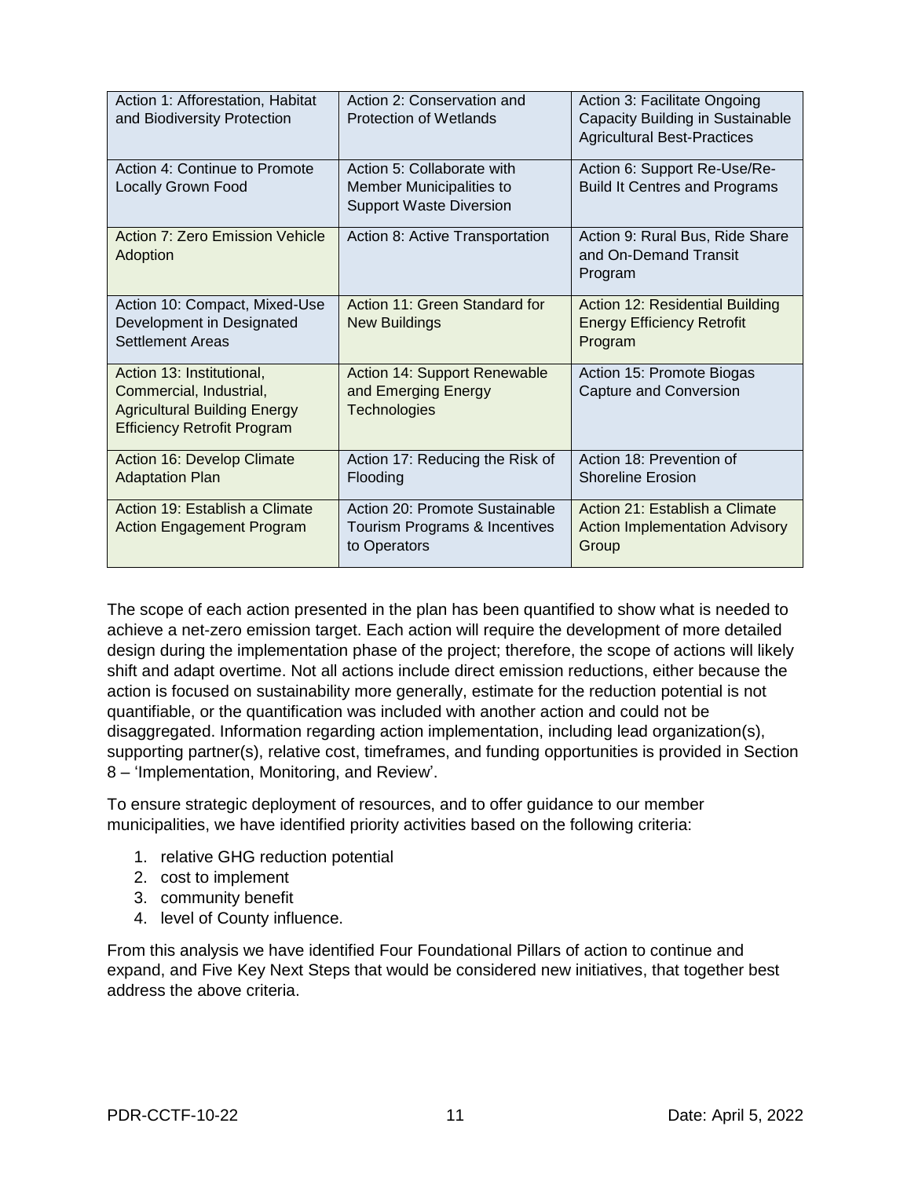| Action 1: Afforestation, Habitat and Biodiversity Protection | Action 2: Conservation and Protection of Wetlands | Action 3: Facilitate Ongoing Capacity Building in Sustainable Agricultural Best-Practices |
|---|---|---|
| Action 4: Continue to Promote Locally Grown Food | Action 5: Collaborate with Member Municipalities to Support Waste Diversion | Action 6: Support Re-Use/Re-Build It Centres and Programs |
| Action 7: Zero Emission Vehicle Adoption | Action 8: Active Transportation | Action 9: Rural Bus, Ride Share and On-Demand Transit Program |
| Action 10: Compact, Mixed-Use Development in Designated Settlement Areas | Action 11: Green Standard for New Buildings | Action 12: Residential Building Energy Efficiency Retrofit Program |
| Action 13: Institutional, Commercial, Industrial, Agricultural Building Energy Efficiency Retrofit Program | Action 14: Support Renewable and Emerging Energy Technologies | Action 15: Promote Biogas Capture and Conversion |
| Action 16: Develop Climate Adaptation Plan | Action 17: Reducing the Risk of Flooding | Action 18: Prevention of Shoreline Erosion |
| Action 19: Establish a Climate Action Engagement Program | Action 20: Promote Sustainable Tourism Programs & Incentives to Operators | Action 21: Establish a Climate Action Implementation Advisory Group |

The scope of each action presented in the plan has been quantified to show what is needed to achieve a net-zero emission target. Each action will require the development of more detailed design during the implementation phase of the project; therefore, the scope of actions will likely shift and adapt overtime. Not all actions include direct emission reductions, either because the action is focused on sustainability more generally, estimate for the reduction potential is not quantifiable, or the quantification was included with another action and could not be disaggregated. Information regarding action implementation, including lead organization(s), supporting partner(s), relative cost, timeframes, and funding opportunities is provided in Section 8 – 'Implementation, Monitoring, and Review'.

To ensure strategic deployment of resources, and to offer guidance to our member municipalities, we have identified priority activities based on the following criteria:

1. relative GHG reduction potential
2. cost to implement
3. community benefit
4. level of County influence.

From this analysis we have identified Four Foundational Pillars of action to continue and expand, and Five Key Next Steps that would be considered new initiatives, that together best address the above criteria.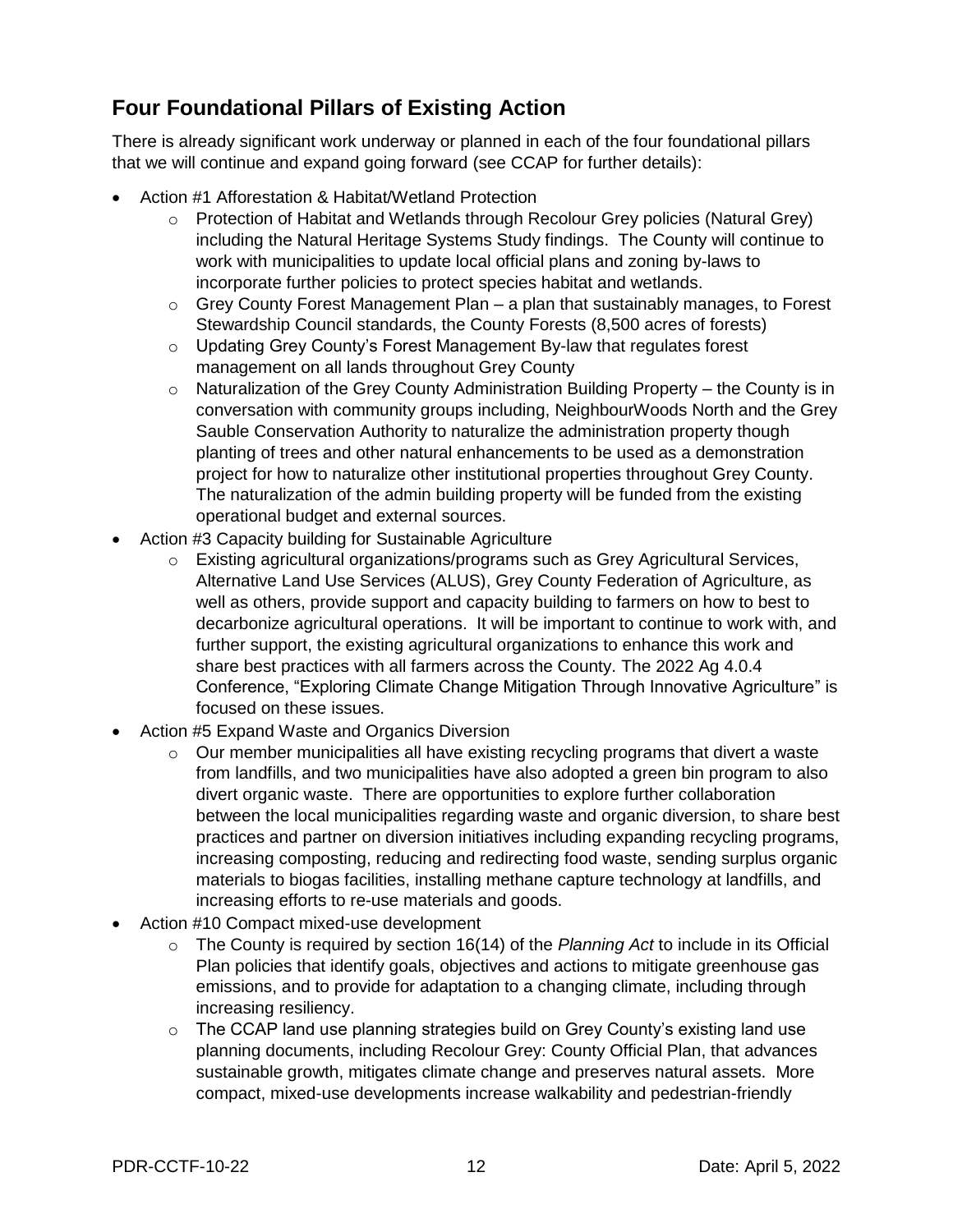## Four Foundational Pillars of Existing Action

There is already significant work underway or planned in each of the four foundational pillars that we will continue and expand going forward (see CCAP for further details):

- Action #1 Afforestation & Habitat/Wetland Protection
  - Protection of Habitat and Wetlands through Recolour Grey policies (Natural Grey) including the Natural Heritage Systems Study findings. The County will continue to work with municipalities to update local official plans and zoning by-laws to incorporate further policies to protect species habitat and wetlands.
  - Grey County Forest Management Plan – a plan that sustainably manages, to Forest Stewardship Council standards, the County Forests (8,500 acres of forests)
  - Updating Grey County's Forest Management By-law that regulates forest management on all lands throughout Grey County
  - Naturalization of the Grey County Administration Building Property – the County is in conversation with community groups including, NeighbourWoods North and the Grey Sauble Conservation Authority to naturalize the administration property though planting of trees and other natural enhancements to be used as a demonstration project for how to naturalize other institutional properties throughout Grey County. The naturalization of the admin building property will be funded from the existing operational budget and external sources.
- Action #3 Capacity building for Sustainable Agriculture
  - Existing agricultural organizations/programs such as Grey Agricultural Services, Alternative Land Use Services (ALUS), Grey County Federation of Agriculture, as well as others, provide support and capacity building to farmers on how to best to decarbonize agricultural operations. It will be important to continue to work with, and further support, the existing agricultural organizations to enhance this work and share best practices with all farmers across the County. The 2022 Ag 4.0.4 Conference, "Exploring Climate Change Mitigation Through Innovative Agriculture" is focused on these issues.
- Action #5 Expand Waste and Organics Diversion
  - Our member municipalities all have existing recycling programs that divert a waste from landfills, and two municipalities have also adopted a green bin program to also divert organic waste. There are opportunities to explore further collaboration between the local municipalities regarding waste and organic diversion, to share best practices and partner on diversion initiatives including expanding recycling programs, increasing composting, reducing and redirecting food waste, sending surplus organic materials to biogas facilities, installing methane capture technology at landfills, and increasing efforts to re-use materials and goods.
- Action #10 Compact mixed-use development
  - The County is required by section 16(14) of the *Planning Act* to include in its Official Plan policies that identify goals, objectives and actions to mitigate greenhouse gas emissions, and to provide for adaptation to a changing climate, including through increasing resiliency.
  - The CCAP land use planning strategies build on Grey County's existing land use planning documents, including Recolour Grey: County Official Plan, that advances sustainable growth, mitigates climate change and preserves natural assets. More compact, mixed-use developments increase walkability and pedestrian-friendly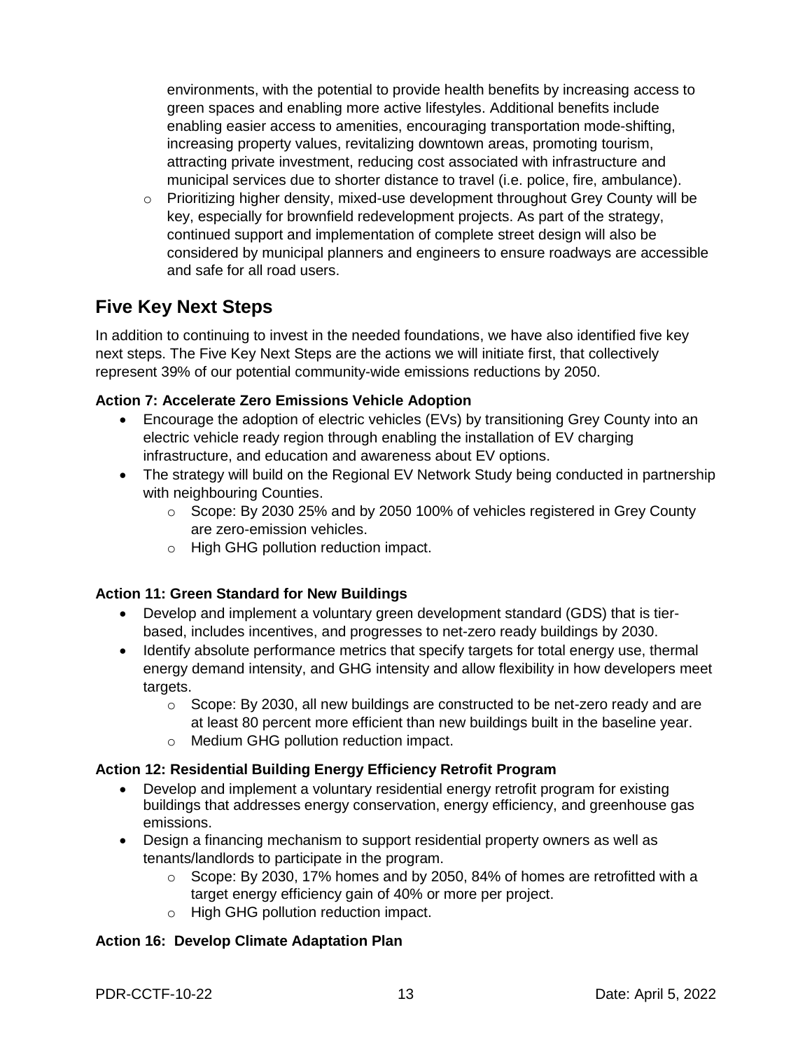environments, with the potential to provide health benefits by increasing access to green spaces and enabling more active lifestyles. Additional benefits include enabling easier access to amenities, encouraging transportation mode-shifting, increasing property values, revitalizing downtown areas, promoting tourism, attracting private investment, reducing cost associated with infrastructure and municipal services due to shorter distance to travel (i.e. police, fire, ambulance).

- Prioritizing higher density, mixed-use development throughout Grey County will be key, especially for brownfield redevelopment projects. As part of the strategy, continued support and implementation of complete street design will also be considered by municipal planners and engineers to ensure roadways are accessible and safe for all road users.

## Five Key Next Steps

In addition to continuing to invest in the needed foundations, we have also identified five key next steps. The Five Key Next Steps are the actions we will initiate first, that collectively represent 39% of our potential community-wide emissions reductions by 2050.

**Action 7: Accelerate Zero Emissions Vehicle Adoption**

- Encourage the adoption of electric vehicles (EVs) by transitioning Grey County into an electric vehicle ready region through enabling the installation of EV charging infrastructure, and education and awareness about EV options.
- The strategy will build on the Regional EV Network Study being conducted in partnership with neighbouring Counties.
  - Scope: By 2030 25% and by 2050 100% of vehicles registered in Grey County are zero-emission vehicles.
  - High GHG pollution reduction impact.

**Action 11: Green Standard for New Buildings**

- Develop and implement a voluntary green development standard (GDS) that is tier-based, includes incentives, and progresses to net-zero ready buildings by 2030.
- Identify absolute performance metrics that specify targets for total energy use, thermal energy demand intensity, and GHG intensity and allow flexibility in how developers meet targets.
  - Scope: By 2030, all new buildings are constructed to be net-zero ready and are at least 80 percent more efficient than new buildings built in the baseline year.
  - Medium GHG pollution reduction impact.

**Action 12: Residential Building Energy Efficiency Retrofit Program**

- Develop and implement a voluntary residential energy retrofit program for existing buildings that addresses energy conservation, energy efficiency, and greenhouse gas emissions.
- Design a financing mechanism to support residential property owners as well as tenants/landlords to participate in the program.
  - Scope: By 2030, 17% homes and by 2050, 84% of homes are retrofitted with a target energy efficiency gain of 40% or more per project.
  - High GHG pollution reduction impact.

**Action 16: Develop Climate Adaptation Plan**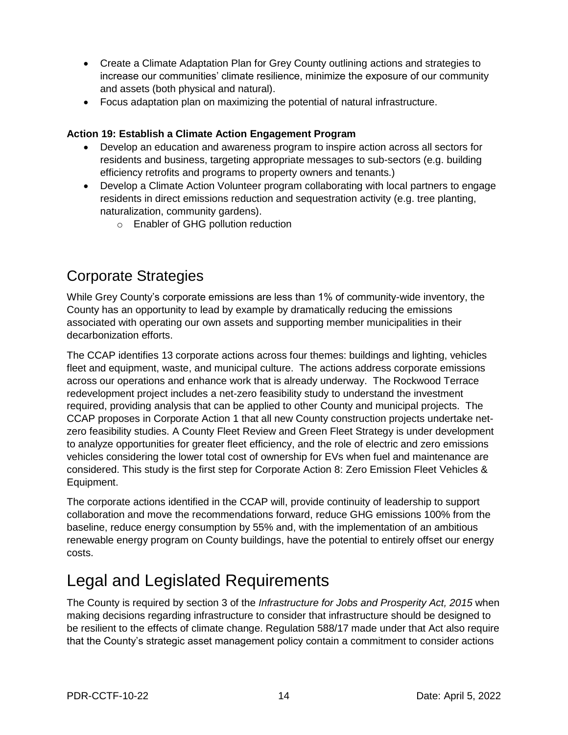- Create a Climate Adaptation Plan for Grey County outlining actions and strategies to increase our communities' climate resilience, minimize the exposure of our community and assets (both physical and natural).
- Focus adaptation plan on maximizing the potential of natural infrastructure.

**Action 19: Establish a Climate Action Engagement Program**

- Develop an education and awareness program to inspire action across all sectors for residents and business, targeting appropriate messages to sub-sectors (e.g. building efficiency retrofits and programs to property owners and tenants.)
- Develop a Climate Action Volunteer program collaborating with local partners to engage residents in direct emissions reduction and sequestration activity (e.g. tree planting, naturalization, community gardens).
    - Enabler of GHG pollution reduction

## Corporate Strategies

While Grey County's corporate emissions are less than 1% of community-wide inventory, the County has an opportunity to lead by example by dramatically reducing the emissions associated with operating our own assets and supporting member municipalities in their decarbonization efforts.

The CCAP identifies 13 corporate actions across four themes: buildings and lighting, vehicles fleet and equipment, waste, and municipal culture. The actions address corporate emissions across our operations and enhance work that is already underway. The Rockwood Terrace redevelopment project includes a net-zero feasibility study to understand the investment required, providing analysis that can be applied to other County and municipal projects. The CCAP proposes in Corporate Action 1 that all new County construction projects undertake net-zero feasibility studies. A County Fleet Review and Green Fleet Strategy is under development to analyze opportunities for greater fleet efficiency, and the role of electric and zero emissions vehicles considering the lower total cost of ownership for EVs when fuel and maintenance are considered. This study is the first step for Corporate Action 8: Zero Emission Fleet Vehicles & Equipment.

The corporate actions identified in the CCAP will, provide continuity of leadership to support collaboration and move the recommendations forward, reduce GHG emissions 100% from the baseline, reduce energy consumption by 55% and, with the implementation of an ambitious renewable energy program on County buildings, have the potential to entirely offset our energy costs.

## Legal and Legislated Requirements

The County is required by section 3 of the *Infrastructure for Jobs and Prosperity Act, 2015* when making decisions regarding infrastructure to consider that infrastructure should be designed to be resilient to the effects of climate change. Regulation 588/17 made under that Act also require that the County's strategic asset management policy contain a commitment to consider actions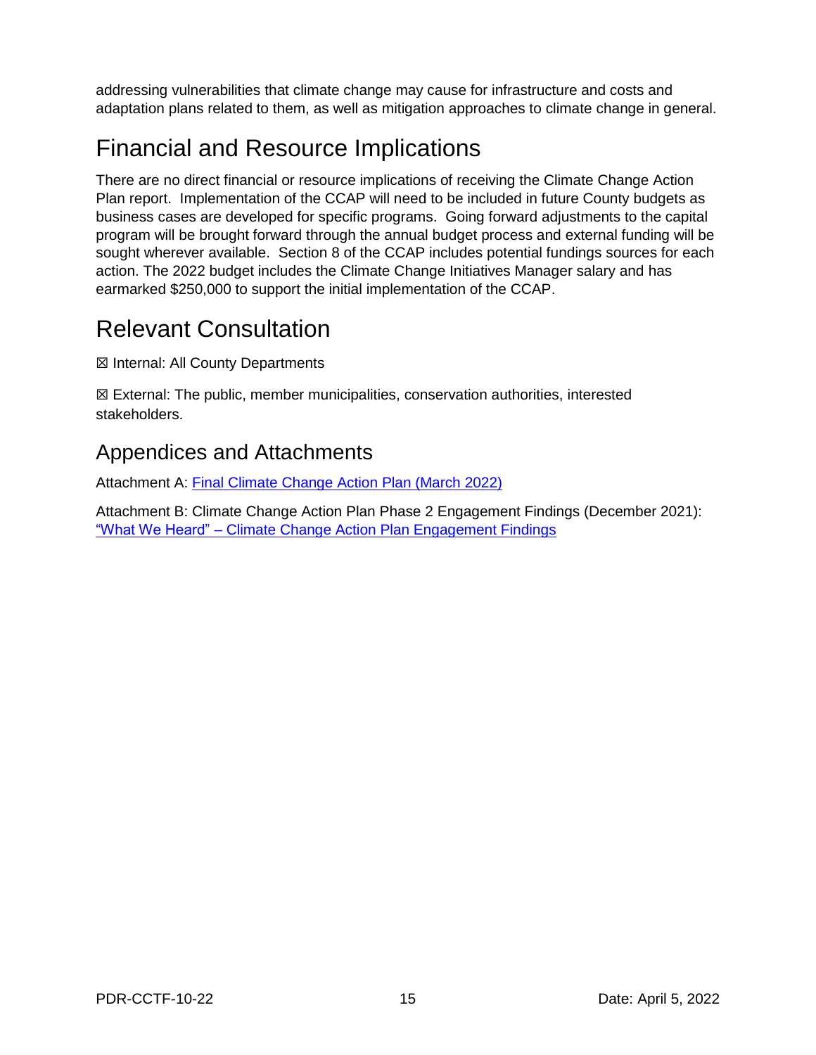addressing vulnerabilities that climate change may cause for infrastructure and costs and adaptation plans related to them, as well as mitigation approaches to climate change in general.

# Financial and Resource Implications

There are no direct financial or resource implications of receiving the Climate Change Action Plan report. Implementation of the CCAP will need to be included in future County budgets as business cases are developed for specific programs. Going forward adjustments to the capital program will be brought forward through the annual budget process and external funding will be sought wherever available. Section 8 of the CCAP includes potential fundings sources for each action. The 2022 budget includes the Climate Change Initiatives Manager salary and has earmarked $250,000 to support the initial implementation of the CCAP.

# Relevant Consultation

☒ Internal: All County Departments

☒ External: The public, member municipalities, conservation authorities, interested stakeholders.

## Appendices and Attachments

Attachment A: [Final Climate Change Action Plan (March 2022)]

Attachment B: Climate Change Action Plan Phase 2 Engagement Findings (December 2021): ["What We Heard" – Climate Change Action Plan Engagement Findings]